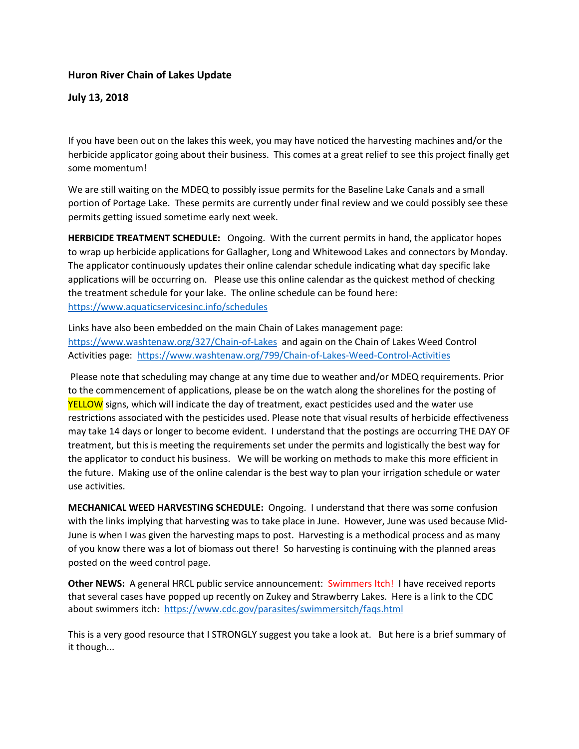**Huron River Chain of Lakes Update**

**July 13, 2018**

If you have been out on the lakes this week, you may have noticed the harvesting machines and/or the herbicide applicator going about their business. This comes at a great relief to see this project finally get some momentum!

We are still waiting on the MDEQ to possibly issue permits for the Baseline Lake Canals and a small portion of Portage Lake. These permits are currently under final review and we could possibly see these permits getting issued sometime early next week.

**HERBICIDE TREATMENT SCHEDULE:** Ongoing. With the current permits in hand, the applicator hopes to wrap up herbicide applications for Gallagher, Long and Whitewood Lakes and connectors by Monday. The applicator continuously updates their online calendar schedule indicating what day specific lake applications will be occurring on. Please use this online calendar as the quickest method of checking the treatment schedule for your lake. The online schedule can be found here: https://www.aquaticservicesinc.info/schedules

Links have also been embedded on the main Chain of Lakes management page: https://www.washtenaw.org/327/Chain-of-Lakes and again on the Chain of Lakes Weed Control Activities page: https://www.washtenaw.org/799/Chain-of-Lakes-Weed-Control-Activities

Please note that scheduling may change at any time due to weather and/or MDEQ requirements. Prior to the commencement of applications, please be on the watch along the shorelines for the posting of YELLOW signs, which will indicate the day of treatment, exact pesticides used and the water use restrictions associated with the pesticides used. Please note that visual results of herbicide effectiveness may take 14 days or longer to become evident. I understand that the postings are occurring THE DAY OF treatment, but this is meeting the requirements set under the permits and logistically the best way for the applicator to conduct his business. We will be working on methods to make this more efficient in the future. Making use of the online calendar is the best way to plan your irrigation schedule or water use activities.

**MECHANICAL WEED HARVESTING SCHEDULE:** Ongoing. I understand that there was some confusion with the links implying that harvesting was to take place in June. However, June was used because Mid-June is when I was given the harvesting maps to post. Harvesting is a methodical process and as many of you know there was a lot of biomass out there! So harvesting is continuing with the planned areas posted on the weed control page.

**Other NEWS:** A general HRCL public service announcement: Swimmers Itch! I have received reports that several cases have popped up recently on Zukey and Strawberry Lakes. Here is a link to the CDC about swimmers itch: https://www.cdc.gov/parasites/swimmersitch/faqs.html

This is a very good resource that I STRONGLY suggest you take a look at. But here is a brief summary of it though...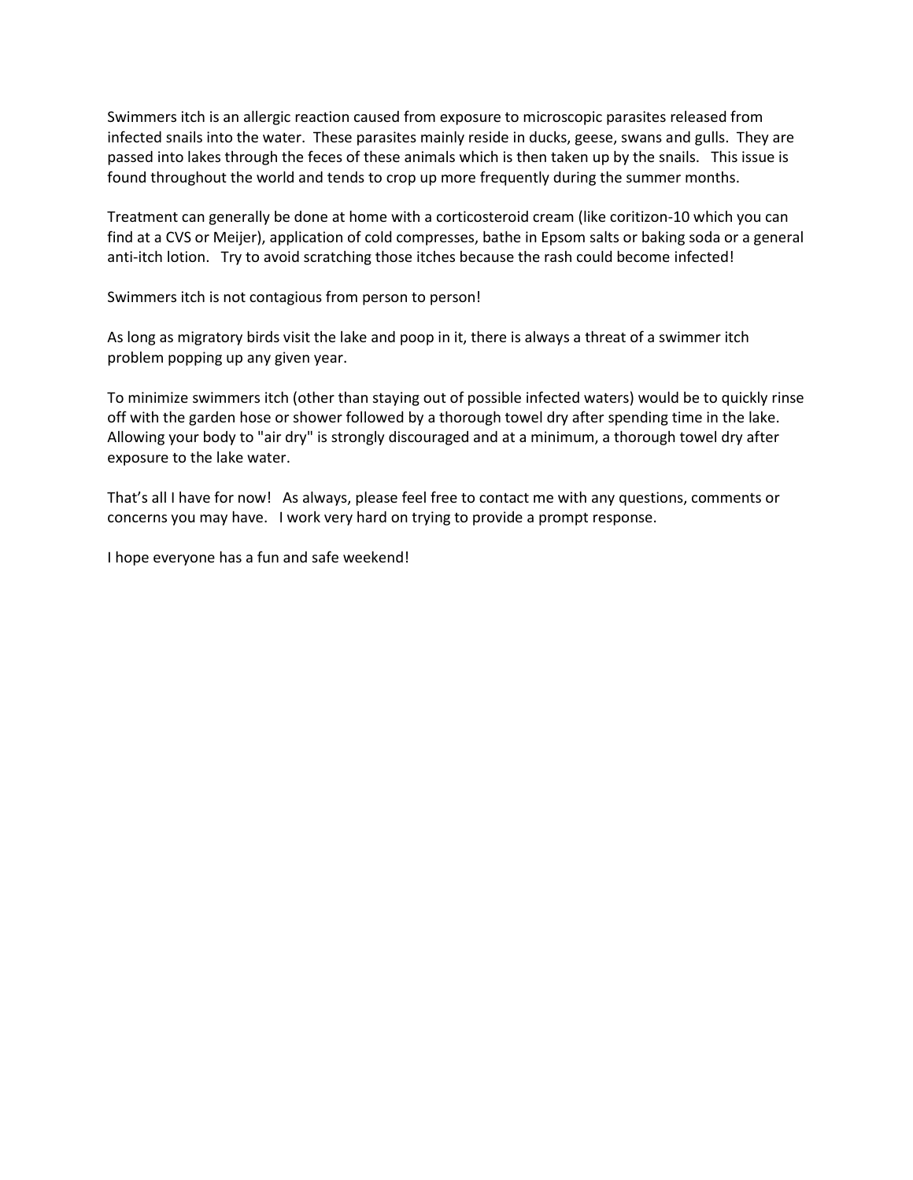Swimmers itch is an allergic reaction caused from exposure to microscopic parasites released from infected snails into the water. These parasites mainly reside in ducks, geese, swans and gulls. They are passed into lakes through the feces of these animals which is then taken up by the snails. This issue is found throughout the world and tends to crop up more frequently during the summer months.

Treatment can generally be done at home with a corticosteroid cream (like coritizon-10 which you can find at a CVS or Meijer), application of cold compresses, bathe in Epsom salts or baking soda or a general anti-itch lotion. Try to avoid scratching those itches because the rash could become infected!

Swimmers itch is not contagious from person to person!

As long as migratory birds visit the lake and poop in it, there is always a threat of a swimmer itch problem popping up any given year.

To minimize swimmers itch (other than staying out of possible infected waters) would be to quickly rinse off with the garden hose or shower followed by a thorough towel dry after spending time in the lake. Allowing your body to "air dry" is strongly discouraged and at a minimum, a thorough towel dry after exposure to the lake water.

That's all I have for now! As always, please feel free to contact me with any questions, comments or concerns you may have. I work very hard on trying to provide a prompt response.

I hope everyone has a fun and safe weekend!